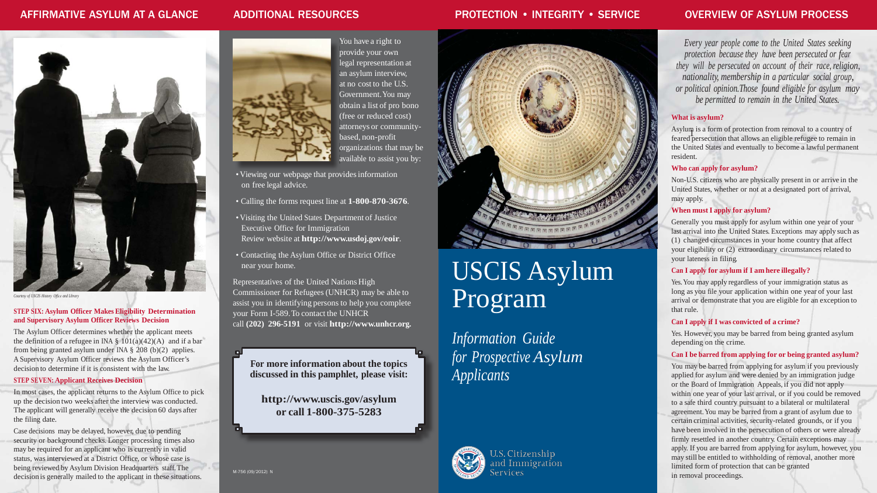## AFFIRMATIVE ASYLUM AT A GLANCE

*Courtesy of USCIS History Office and Library*

**STEP SIX: Asylum Officer Makes Eligibility Determination and Supervisory Asylum Officer Reviews Decision**

The Asylum Officer determines whether the applicant meets the definition of a refugee in INA § 101(a)(42)(A) and if a bar from being granted asylum under INA § 208 (b)(2) applies. A Supervisory Asylum Officer reviews the Asylum Officer's decision to determine if it is consistent with the law.

**STEP SEVEN: Applicant Receives Decision**

In most cases, the applicant returns to the Asylum Office to pick up the decision two weeks after the interview was conducted. The applicant will generally receive the decision 60 days after the filing date.

Case decisions may be delayed, however, due to pending security or background checks. Longer processing times also may be required for an applicant who is currently in valid status, was interviewed at a District Office, or whose case is being reviewed by Asylum Division Headquarters staff. The decision is generally mailed to the applicant in these situations.

## ADDITIONAL RESOURCES

You have a right to provide your own legal representation at an asylum interview, at no cost to the U.S. Government. You may obtain a list of pro bono (free or reduced cost) attorneys or community-based, non-profit organizations that may be available to assist you by:

- Viewing our webpage that provides information on free legal advice.
- Calling the forms request line at **1-800-870-3676**.
- Visiting the United States Department of Justice Executive Office for Immigration Review website at **http://www.usdoj.gov/eoir**.
- Contacting the Asylum Office or District Office near your home.

Representatives of the United Nations High Commissioner for Refugees (UNHCR) may be able to assist you in identifying persons to help you complete your Form I-589. To contact the UNHCR call **(202) 296-5191** or visit **http://www.unhcr.org.**

**For more information about the topics discussed in this pamphlet, please visit:**

**http://www.uscis.gov/asylum**
**or call 1-800-375-5283**

M-756 (09/2012) N

## PROTECTION • INTEGRITY • SERVICE

# USCIS Asylum Program

*Information Guide for Prospective Asylum Applicants*

U.S. Citizenship and Immigration Services

## OVERVIEW OF ASYLUM PROCESS

*Every year people come to the United States seeking protection because they have been persecuted or fear they will be persecuted on account of their race, religion, nationality, membership in a particular social group, or political opinion. Those found eligible for asylum may be permitted to remain in the United States.*

**What is asylum?**

Asylum is a form of protection from removal to a country of feared persecution that allows an eligible refugee to remain in the United States and eventually to become a lawful permanent resident.

**Who can apply for asylum?**

Non-U.S. citizens who are physically present in or arrive in the United States, whether or not at a designated port of arrival, may apply.

**When must I apply for asylum?**

Generally you must apply for asylum within one year of your last arrival into the United States. Exceptions may apply such as (1) changed circumstances in your home country that affect your eligibility or (2) extraordinary circumstances related to your lateness in filing.

**Can I apply for asylum if I am here illegally?**

Yes. You may apply regardless of your immigration status as long as you file your application within one year of your last arrival or demonstrate that you are eligible for an exception to that rule.

**Can I apply if I was convicted of a crime?**

Yes. However, you may be barred from being granted asylum depending on the crime.

**Can I be barred from applying for or being granted asylum?**

You may be barred from applying for asylum if you previously applied for asylum and were denied by an immigration judge or the Board of Immigration Appeals, if you did not apply within one year of your last arrival, or if you could be removed to a safe third country pursuant to a bilateral or multilateral agreement. You may be barred from a grant of asylum due to certain criminal activities, security-related grounds, or if you have been involved in the persecution of others or were already firmly resettled in another country. Certain exceptions may apply. If you are barred from applying for asylum, however, you may still be entitled to withholding of removal, another more limited form of protection that can be granted in removal proceedings.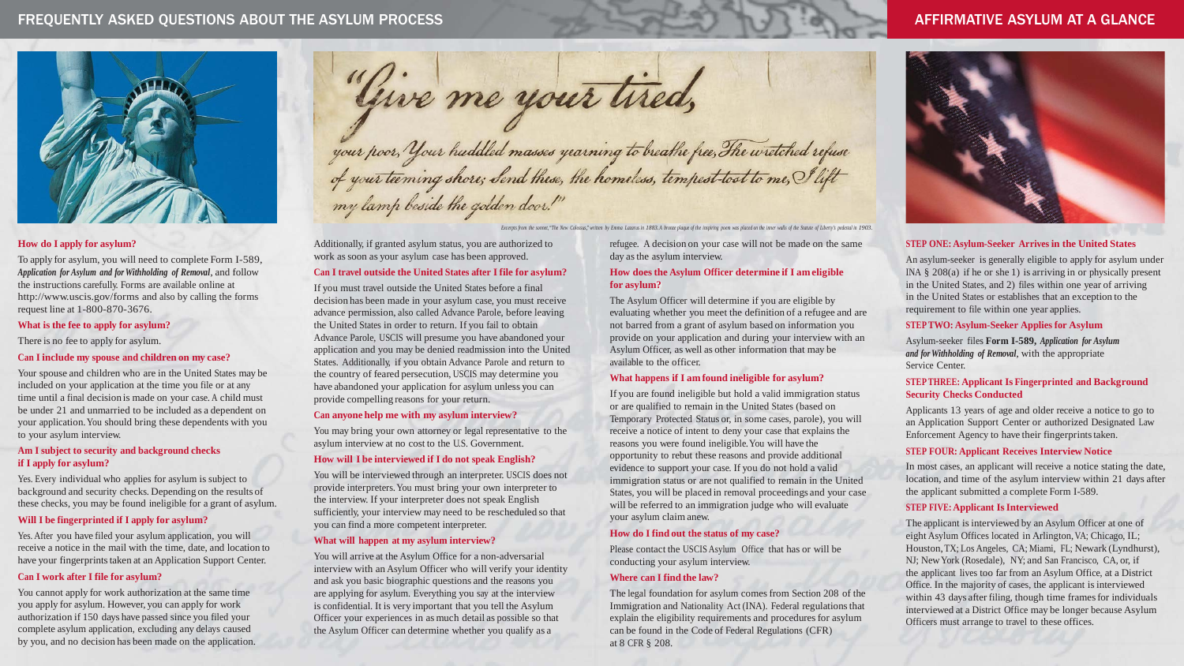# FREQUENTLY ASKED QUESTIONS ABOUT THE ASYLUM PROCESS

### How do I apply for asylum?

To apply for asylum, you will need to complete Form I-589, ***Application for Asylum and for Withholding of Removal***, and follow the instructions carefully. Forms are available online at http://www.uscis.gov/forms and also by calling the forms request line at 1-800-870-3676.

### What is the fee to apply for asylum?

There is no fee to apply for asylum.

### Can I include my spouse and children on my case?

Your spouse and children who are in the United States may be included on your application at the time you file or at any time until a final decision is made on your case. A child must be under 21 and unmarried to be included as a dependent on your application. You should bring these dependents with you to your asylum interview.

### Am I subject to security and background checks if I apply for asylum?

Yes. Every individual who applies for asylum is subject to background and security checks. Depending on the results of these checks, you may be found ineligible for a grant of asylum.

### Will I be fingerprinted if I apply for asylum?

Yes. After you have filed your asylum application, you will receive a notice in the mail with the time, date, and location to have your fingerprints taken at an Application Support Center.

### Can I work after I file for asylum?

You cannot apply for work authorization at the same time you apply for asylum. However, you can apply for work authorization if 150 days have passed since you filed your complete asylum application, excluding any delays caused by you, and no decision has been made on the application.

"Give me your tired, your poor, Your huddled masses yearning to breathe free, The wretched refuse of your teeming shore; Send these, the homeless, tempest-tost to me, I lift my lamp beside the golden door!"

*Excerpts from the sonnet, "The New Colossus," written by Emma Lazarus in 1883. A bronze plaque of the inspiring poem was placed on the inner walls of the Statue of Liberty's pedestal in 1903.*

Additionally, if granted asylum status, you are authorized to work as soon as your asylum case has been approved.

### Can I travel outside the United States after I file for asylum?

If you must travel outside the United States before a final decision has been made in your asylum case, you must receive advance permission, also called Advance Parole, before leaving the United States in order to return. If you fail to obtain Advance Parole, USCIS will presume you have abandoned your application and you may be denied readmission into the United States. Additionally, if you obtain Advance Parole and return to the country of feared persecution, USCIS may determine you have abandoned your application for asylum unless you can provide compelling reasons for your return.

### Can anyone help me with my asylum interview?

You may bring your own attorney or legal representative to the asylum interview at no cost to the U.S. Government.

### How will I be interviewed if I do not speak English?

You will be interviewed through an interpreter. USCIS does not provide interpreters. You must bring your own interpreter to the interview. If your interpreter does not speak English sufficiently, your interview may need to be rescheduled so that you can find a more competent interpreter.

### What will happen at my asylum interview?

You will arrive at the Asylum Office for a non-adversarial interview with an Asylum Officer who will verify your identity and ask you basic biographic questions and the reasons you are applying for asylum. Everything you say at the interview is confidential. It is very important that you tell the Asylum Officer your experiences in as much detail as possible so that the Asylum Officer can determine whether you qualify as a refugee. A decision on your case will not be made on the same day as the asylum interview.

### How does the Asylum Officer determine if I am eligible for asylum?

The Asylum Officer will determine if you are eligible by evaluating whether you meet the definition of a refugee and are not barred from a grant of asylum based on information you provide on your application and during your interview with an Asylum Officer, as well as other information that may be available to the officer.

### What happens if I am found ineligible for asylum?

If you are found ineligible but hold a valid immigration status or are qualified to remain in the United States (based on Temporary Protected Status or, in some cases, parole), you will receive a notice of intent to deny your case that explains the reasons you were found ineligible. You will have the opportunity to rebut these reasons and provide additional evidence to support your case. If you do not hold a valid immigration status or are not qualified to remain in the United States, you will be placed in removal proceedings and your case will be referred to an immigration judge who will evaluate your asylum claim anew.

### How do I find out the status of my case?

Please contact the USCIS Asylum Office that has or will be conducting your asylum interview.

### Where can I find the law?

The legal foundation for asylum comes from Section 208 of the Immigration and Nationality Act (INA). Federal regulations that explain the eligibility requirements and procedures for asylum can be found in the Code of Federal Regulations (CFR) at 8 CFR § 208.

# AFFIRMATIVE ASYLUM AT A GLANCE

### STEP ONE: Asylum-Seeker Arrives in the United States

An asylum-seeker is generally eligible to apply for asylum under INA § 208(a) if he or she 1) is arriving in or physically present in the United States, and 2) files within one year of arriving in the United States or establishes that an exception to the requirement to file within one year applies.

### STEP TWO: Asylum-Seeker Applies for Asylum

Asylum-seeker files **Form I-589,** ***Application for Asylum and for Withholding of Removal***, with the appropriate Service Center.

### STEP THREE: Applicant Is Fingerprinted and Background Security Checks Conducted

Applicants 13 years of age and older receive a notice to go to an Application Support Center or authorized Designated Law Enforcement Agency to have their fingerprints taken.

### STEP FOUR: Applicant Receives Interview Notice

In most cases, an applicant will receive a notice stating the date, location, and time of the asylum interview within 21 days after the applicant submitted a complete Form I-589.

### STEP FIVE: Applicant Is Interviewed

The applicant is interviewed by an Asylum Officer at one of eight Asylum Offices located in Arlington, VA; Chicago, IL; Houston, TX; Los Angeles, CA; Miami, FL; Newark (Lyndhurst), NJ; New York (Rosedale), NY; and San Francisco, CA, or, if the applicant lives too far from an Asylum Office, at a District Office. In the majority of cases, the applicant is interviewed within 43 days after filing, though time frames for individuals interviewed at a District Office may be longer because Asylum Officers must arrange to travel to these offices.